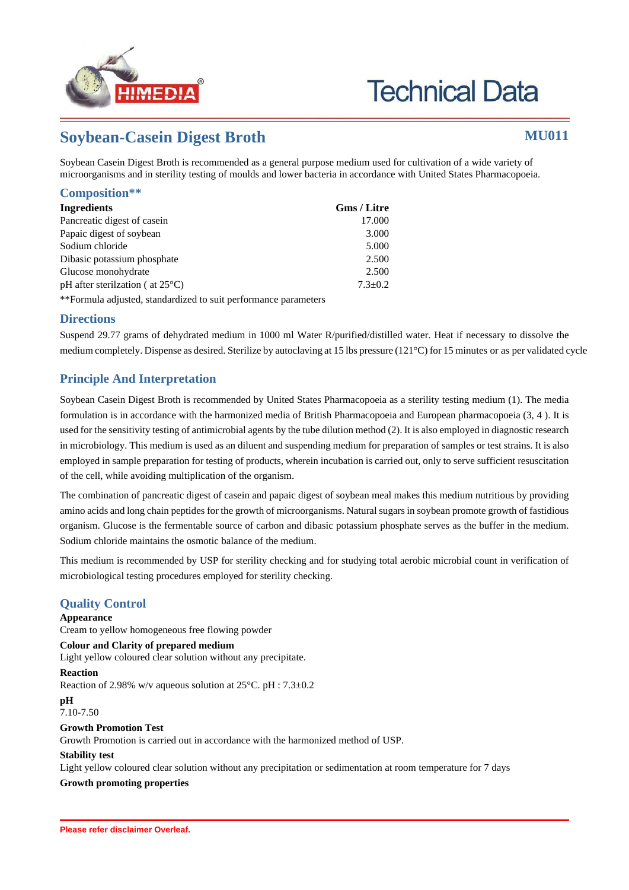# Technical Data

## Soybean-Casein Digest Broth

**MU011**

Soybean Casein Digest Broth is recommended as a general purpose medium used for cultivation of a wide variety of microorganisms and in sterility testing of moulds and lower bacteria in accordance with United States Pharmacopoeia.

### Composition**

| Ingredients | Gms / Litre |
|---|---|
| Pancreatic digest of casein | 17.000 |
| Papaic digest of soybean | 3.000 |
| Sodium chloride | 5.000 |
| Dibasic potassium phosphate | 2.500 |
| Glucose monohydrate | 2.500 |
| pH after sterilzation ( at 25°C) | 7.3±0.2 |

**Formula adjusted, standardized to suit performance parameters

### Directions

Suspend 29.77 grams of dehydrated medium in 1000 ml Water R/purified/distilled water. Heat if necessary to dissolve the medium completely. Dispense as desired. Sterilize by autoclaving at 15 lbs pressure (121°C) for 15 minutes or as per validated cycle

### Principle And Interpretation

Soybean Casein Digest Broth is recommended by United States Pharmacopoeia as a sterility testing medium (1). The media formulation is in accordance with the harmonized media of British Pharmacopoeia and European pharmacopoeia (3, 4 ). It is used for the sensitivity testing of antimicrobial agents by the tube dilution method (2). It is also employed in diagnostic research in microbiology. This medium is used as an diluent and suspending medium for preparation of samples or test strains. It is also employed in sample preparation for testing of products, wherein incubation is carried out, only to serve sufficient resuscitation of the cell, while avoiding multiplication of the organism.

The combination of pancreatic digest of casein and papaic digest of soybean meal makes this medium nutritious by providing amino acids and long chain peptides for the growth of microorganisms. Natural sugars in soybean promote growth of fastidious organism. Glucose is the fermentable source of carbon and dibasic potassium phosphate serves as the buffer in the medium. Sodium chloride maintains the osmotic balance of the medium.

This medium is recommended by USP for sterility checking and for studying total aerobic microbial count in verification of microbiological testing procedures employed for sterility checking.

### Quality Control

**Appearance**

Cream to yellow homogeneous free flowing powder

**Colour and Clarity of prepared medium**

Light yellow coloured clear solution without any precipitate.

**Reaction**

Reaction of 2.98% w/v aqueous solution at 25°C. pH : 7.3±0.2

**pH**

7.10-7.50

**Growth Promotion Test**

Growth Promotion is carried out in accordance with the harmonized method of USP.

**Stability test**

Light yellow coloured clear solution without any precipitation or sedimentation at room temperature for 7 days

**Growth promoting properties**

Please refer disclaimer Overleaf.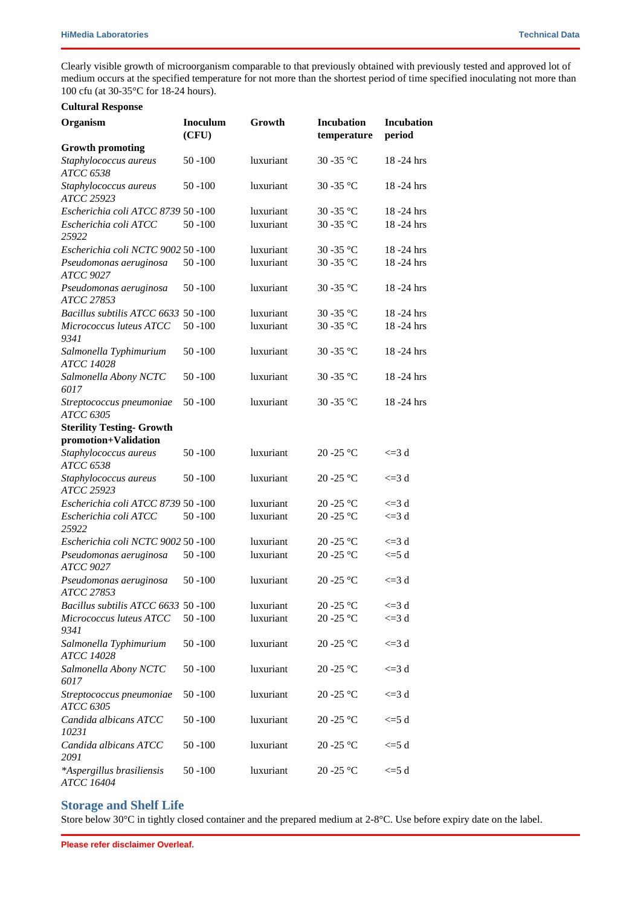Clearly visible growth of microorganism comparable to that previously obtained with previously tested and approved lot of medium occurs at the specified temperature for not more than the shortest period of time specified inoculating not more than 100 cfu (at 30-35°C for 18-24 hours).

**Cultural Response**

| Organism | Inoculum (CFU) | Growth | Incubation temperature | Incubation period |
|---|---|---|---|---|
| **Growth promoting** | | | | |
| *Staphylococcus aureus ATCC 6538* | 50 -100 | luxuriant | 30 -35 °C | 18 -24 hrs |
| *Staphylococcus aureus ATCC 25923* | 50 -100 | luxuriant | 30 -35 °C | 18 -24 hrs |
| *Escherichia coli ATCC 8739* | 50 -100 | luxuriant | 30 -35 °C | 18 -24 hrs |
| *Escherichia coli ATCC 25922* | 50 -100 | luxuriant | 30 -35 °C | 18 -24 hrs |
| *Escherichia coli NCTC 9002* | 50 -100 | luxuriant | 30 -35 °C | 18 -24 hrs |
| *Pseudomonas aeruginosa ATCC 9027* | 50 -100 | luxuriant | 30 -35 °C | 18 -24 hrs |
| *Pseudomonas aeruginosa ATCC 27853* | 50 -100 | luxuriant | 30 -35 °C | 18 -24 hrs |
| *Bacillus subtilis ATCC 6633* | 50 -100 | luxuriant | 30 -35 °C | 18 -24 hrs |
| *Micrococcus luteus ATCC 9341* | 50 -100 | luxuriant | 30 -35 °C | 18 -24 hrs |
| *Salmonella Typhimurium ATCC 14028* | 50 -100 | luxuriant | 30 -35 °C | 18 -24 hrs |
| *Salmonella Abony NCTC 6017* | 50 -100 | luxuriant | 30 -35 °C | 18 -24 hrs |
| *Streptococcus pneumoniae ATCC 6305* | 50 -100 | luxuriant | 30 -35 °C | 18 -24 hrs |
| **Sterility Testing- Growth promotion+Validation** | | | | |
| *Staphylococcus aureus ATCC 6538* | 50 -100 | luxuriant | 20 -25 °C | <=3 d |
| *Staphylococcus aureus ATCC 25923* | 50 -100 | luxuriant | 20 -25 °C | <=3 d |
| *Escherichia coli ATCC 8739* | 50 -100 | luxuriant | 20 -25 °C | <=3 d |
| *Escherichia coli ATCC 25922* | 50 -100 | luxuriant | 20 -25 °C | <=3 d |
| *Escherichia coli NCTC 9002* | 50 -100 | luxuriant | 20 -25 °C | <=3 d |
| *Pseudomonas aeruginosa ATCC 9027* | 50 -100 | luxuriant | 20 -25 °C | <=5 d |
| *Pseudomonas aeruginosa ATCC 27853* | 50 -100 | luxuriant | 20 -25 °C | <=3 d |
| *Bacillus subtilis ATCC 6633* | 50 -100 | luxuriant | 20 -25 °C | <=3 d |
| *Micrococcus luteus ATCC 9341* | 50 -100 | luxuriant | 20 -25 °C | <=3 d |
| *Salmonella Typhimurium ATCC 14028* | 50 -100 | luxuriant | 20 -25 °C | <=3 d |
| *Salmonella Abony NCTC 6017* | 50 -100 | luxuriant | 20 -25 °C | <=3 d |
| *Streptococcus pneumoniae ATCC 6305* | 50 -100 | luxuriant | 20 -25 °C | <=3 d |
| *Candida albicans ATCC 10231* | 50 -100 | luxuriant | 20 -25 °C | <=5 d |
| *Candida albicans ATCC 2091* | 50 -100 | luxuriant | 20 -25 °C | <=5 d |
| **Aspergillus brasiliensis ATCC 16404* | 50 -100 | luxuriant | 20 -25 °C | <=5 d |

## Storage and Shelf Life

Store below 30°C in tightly closed container and the prepared medium at 2-8°C. Use before expiry date on the label.

**Please refer disclaimer Overleaf.**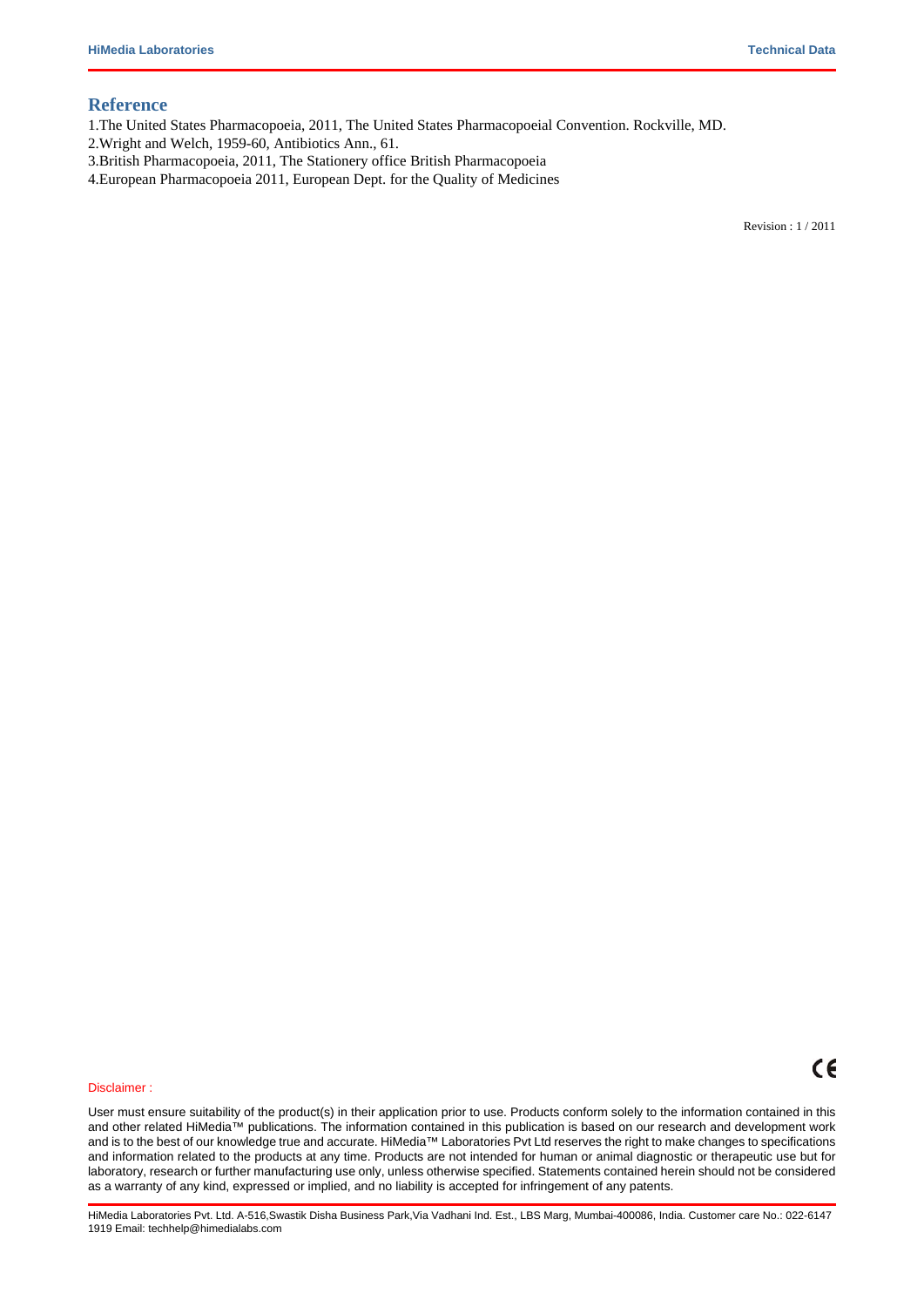## Reference

1.The United States Pharmacopoeia, 2011, The United States Pharmacopoeial Convention. Rockville, MD.
2.Wright and Welch, 1959-60, Antibiotics Ann., 61.
3.British Pharmacopoeia, 2011, The Stationery office British Pharmacopoeia
4.European Pharmacopoeia 2011, European Dept. for the Quality of Medicines

Revision : 1 / 2011

CE

Disclaimer :

User must ensure suitability of the product(s) in their application prior to use. Products conform solely to the information contained in this and other related HiMedia™ publications. The information contained in this publication is based on our research and development work and is to the best of our knowledge true and accurate. HiMedia™ Laboratories Pvt Ltd reserves the right to make changes to specifications and information related to the products at any time. Products are not intended for human or animal diagnostic or therapeutic use but for laboratory, research or further manufacturing use only, unless otherwise specified. Statements contained herein should not be considered as a warranty of any kind, expressed or implied, and no liability is accepted for infringement of any patents.

HiMedia Laboratories Pvt. Ltd. A-516,Swastik Disha Business Park,Via Vadhani Ind. Est., LBS Marg, Mumbai-400086, India. Customer care No.: 022-6147 1919 Email: techhelp@himedialabs.com